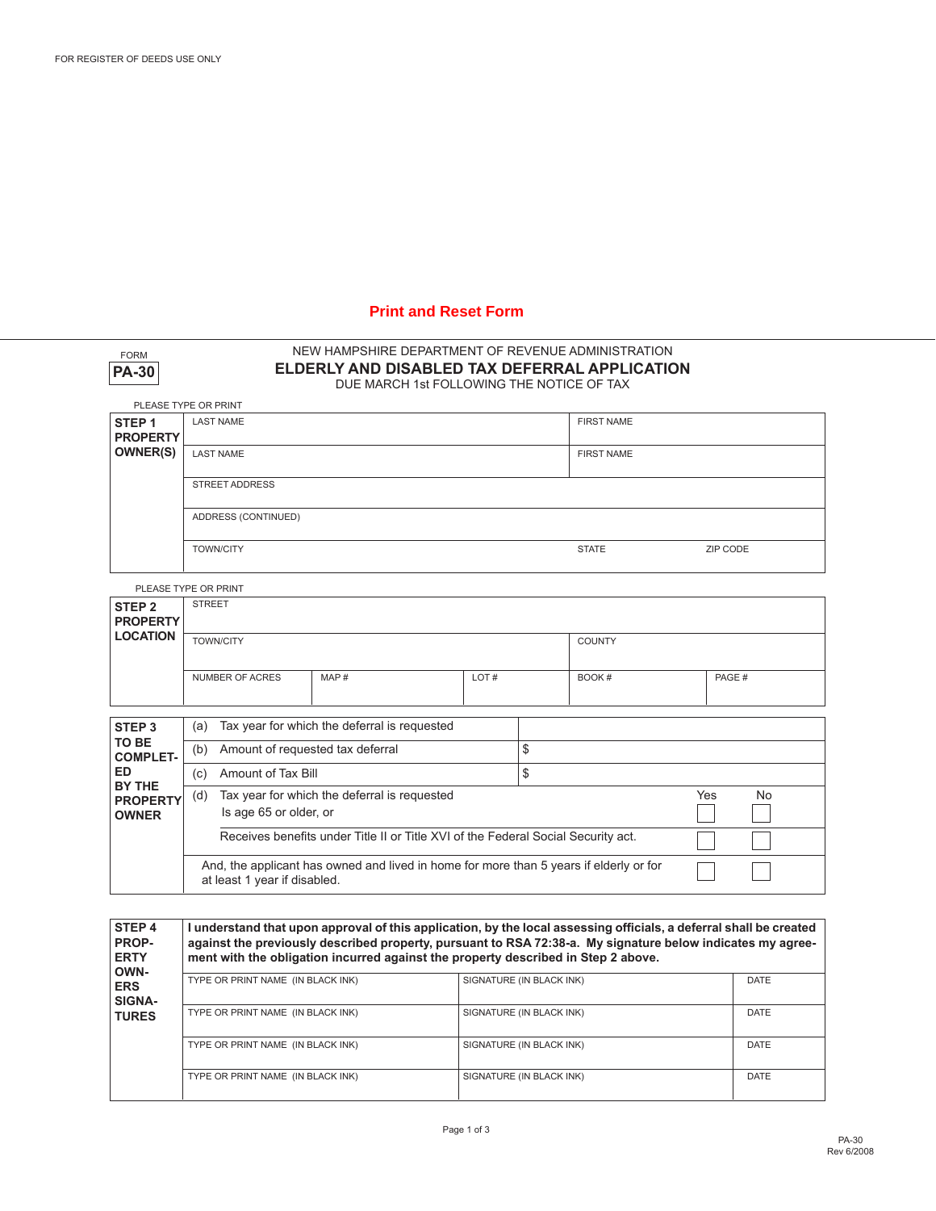FOR REGISTER OF DEEDS USE ONLY

**Print and Reset Form**

FORM **PA-30**

NEW HAMPSHIRE DEPARTMENT OF REVENUE ADMINISTRATION

# ELDERLY AND DISABLED TAX DEFERRAL APPLICATION

DUE MARCH 1st FOLLOWING THE NOTICE OF TAX

PLEASE TYPE OR PRINT

| **STEP 1 PROPERTY OWNER(S)** | | | |
|---|---|---|---|
| | LAST NAME | FIRST NAME | |
| | LAST NAME | FIRST NAME | |
| | STREET ADDRESS | | |
| | ADDRESS (CONTINUED) | | |
| | TOWN/CITY | STATE | ZIP CODE |

PLEASE TYPE OR PRINT

| **STEP 2 PROPERTY LOCATION** | | | | | |
|---|---|---|---|---|---|
| | STREET | | | | |
| | TOWN/CITY | | | COUNTY | |
| | NUMBER OF ACRES | MAP # | LOT # | BOOK # | PAGE # |

| **STEP 3 TO BE COMPLETED BY THE PROPERTY OWNER** | | | | |
|---|---|---|---|---|
| | (a) Tax year for which the deferral is requested | | | |
| | (b) Amount of requested tax deferral | $ | | |
| | (c) Amount of Tax Bill | $ | | |
| | (d) Tax year for which the deferral is requested Is age 65 or older, or | | Yes ☐ | No ☐ |
| | Receives benefits under Title II or Title XVI of the Federal Social Security act. | | ☐ | ☐ |
| | And, the applicant has owned and lived in home for more than 5 years if elderly or for at least 1 year if disabled. | | ☐ | ☐ |

| **STEP 4 PROPERTY OWNERS SIGNATURES** | | | |
|---|---|---|---|
| | **I understand that upon approval of this application, by the local assessing officials, a deferral shall be created against the previously described property, pursuant to RSA 72:38-a. My signature below indicates my agreement with the obligation incurred against the property described in Step 2 above.** | | |
| | TYPE OR PRINT NAME (IN BLACK INK) | SIGNATURE (IN BLACK INK) | DATE |
| | TYPE OR PRINT NAME (IN BLACK INK) | SIGNATURE (IN BLACK INK) | DATE |
| | TYPE OR PRINT NAME (IN BLACK INK) | SIGNATURE (IN BLACK INK) | DATE |
| | TYPE OR PRINT NAME (IN BLACK INK) | SIGNATURE (IN BLACK INK) | DATE |

PA-30
Rev 6/2008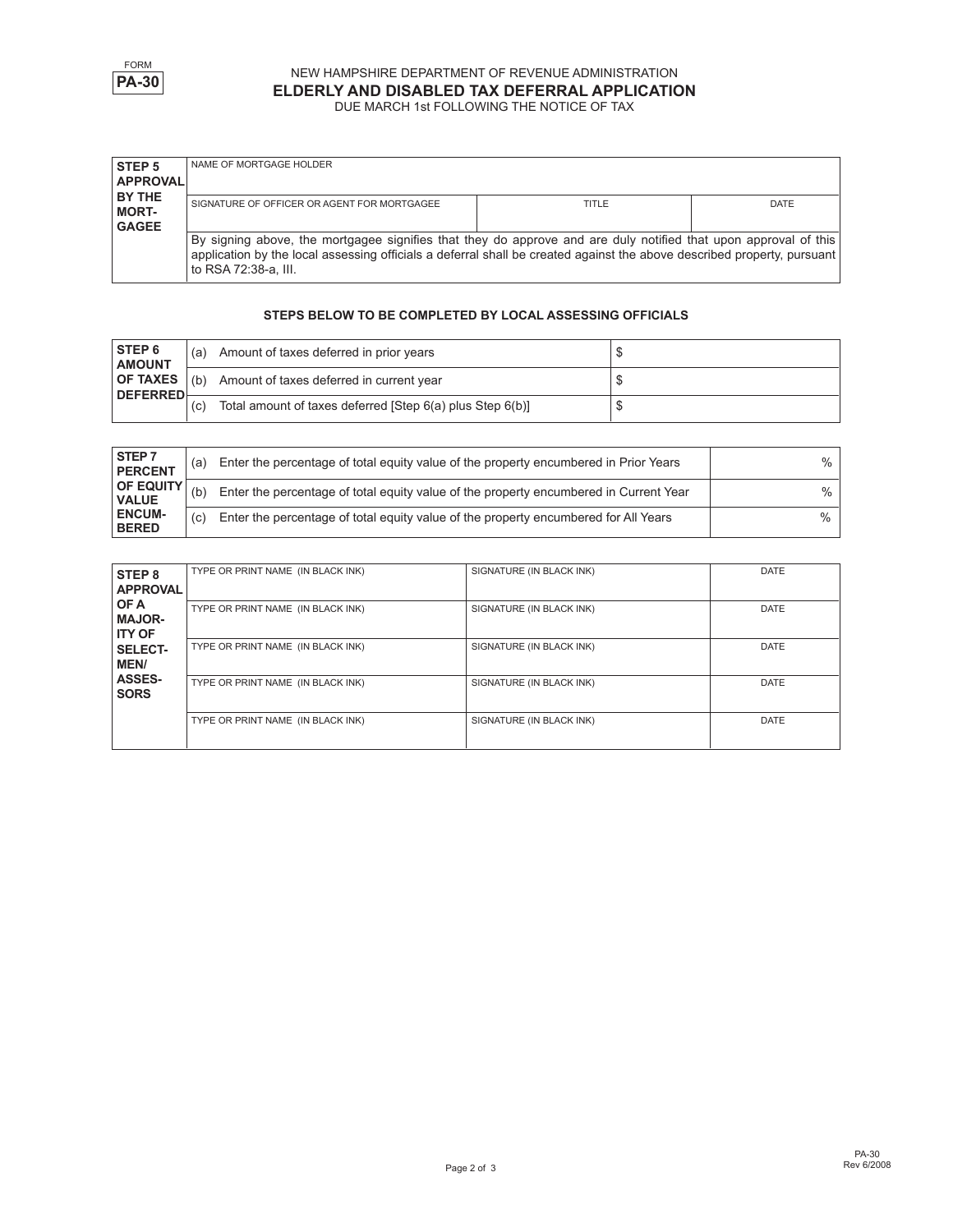FORM **PA-30**

NEW HAMPSHIRE DEPARTMENT OF REVENUE ADMINISTRATION

# ELDERLY AND DISABLED TAX DEFERRAL APPLICATION

DUE MARCH 1st FOLLOWING THE NOTICE OF TAX

| **STEP 5 APPROVAL BY THE MORTGAGEE** | NAME OF MORTGAGE HOLDER | | |
|---|---|---|---|
| | SIGNATURE OF OFFICER OR AGENT FOR MORTGAGEE | TITLE | DATE |
| | By signing above, the mortgagee signifies that they do approve and are duly notified that upon approval of this application by the local assessing officials a deferral shall be created against the above described property, pursuant to RSA 72:38-a, III. | | |

### STEPS BELOW TO BE COMPLETED BY LOCAL ASSESSING OFFICIALS

| **STEP 6 AMOUNT OF TAXES DEFERRED** | | |
|---|---|---|
| | (a) Amount of taxes deferred in prior years | $ |
| | (b) Amount of taxes deferred in current year | $ |
| | (c) Total amount of taxes deferred [Step 6(a) plus Step 6(b)] | $ |

| **STEP 7 PERCENT OF EQUITY VALUE ENCUMBERED** | | |
|---|---|---|
| | (a) Enter the percentage of total equity value of the property encumbered in Prior Years | % |
| | (b) Enter the percentage of total equity value of the property encumbered in Current Year | % |
| | (c) Enter the percentage of total equity value of the property encumbered for All Years | % |

| **STEP 8 APPROVAL OF A MAJORITY OF SELECTMEN/ ASSESSORS** | | | |
|---|---|---|---|
| | TYPE OR PRINT NAME (IN BLACK INK) | SIGNATURE (IN BLACK INK) | DATE |
| | TYPE OR PRINT NAME (IN BLACK INK) | SIGNATURE (IN BLACK INK) | DATE |
| | TYPE OR PRINT NAME (IN BLACK INK) | SIGNATURE (IN BLACK INK) | DATE |
| | TYPE OR PRINT NAME (IN BLACK INK) | SIGNATURE (IN BLACK INK) | DATE |
| | TYPE OR PRINT NAME (IN BLACK INK) | SIGNATURE (IN BLACK INK) | DATE |

PA-30
Rev 6/2008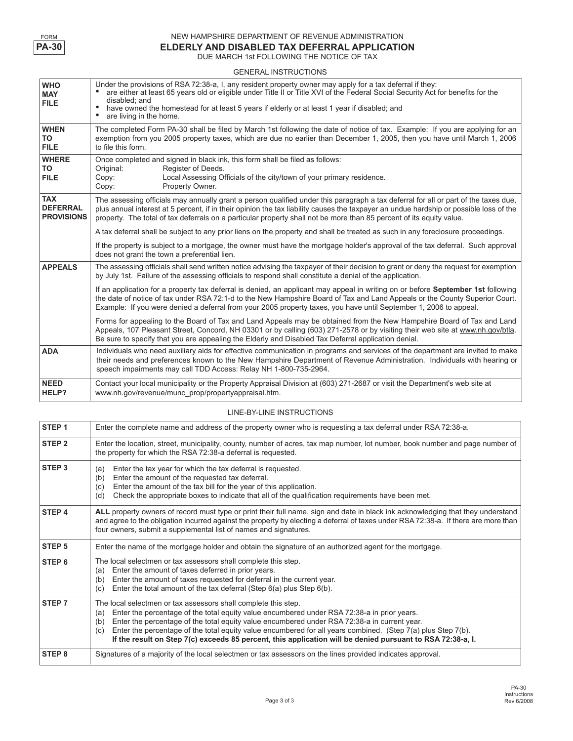FORM **PA-30**

# NEW HAMPSHIRE DEPARTMENT OF REVENUE ADMINISTRATION
## ELDERLY AND DISABLED TAX DEFERRAL APPLICATION
DUE MARCH 1st FOLLOWING THE NOTICE OF TAX

### GENERAL INSTRUCTIONS

| | |
|---|---|
| **WHO MAY FILE** | Under the provisions of RSA 72:38-a, I, any resident property owner may apply for a tax deferral if they: <br>• are either at least 65 years old or eligible under Title II or Title XVI of the Federal Social Security Act for benefits for the disabled; and <br>• have owned the homestead for at least 5 years if elderly or at least 1 year if disabled; and <br>• are living in the home. |
| **WHEN TO FILE** | The completed Form PA-30 shall be filed by March 1st following the date of notice of tax. Example: If you are applying for an exemption from you 2005 property taxes, which are due no earlier than December 1, 2005, then you have until March 1, 2006 to file this form. |
| **WHERE TO FILE** | Once completed and signed in black ink, this form shall be filed as follows: <br>Original: Register of Deeds. <br>Copy: Local Assessing Officials of the city/town of your primary residence. <br>Copy: Property Owner. |
| **TAX DEFERRAL PROVISIONS** | The assessing officials may annually grant a person qualified under this paragraph a tax deferral for all or part of the taxes due, plus annual interest at 5 percent, if in their opinion the tax liability causes the taxpayer an undue hardship or possible loss of the property. The total of tax deferrals on a particular property shall not be more than 85 percent of its equity value. <br><br>A tax deferral shall be subject to any prior liens on the property and shall be treated as such in any foreclosure proceedings. <br><br>If the property is subject to a mortgage, the owner must have the mortgage holder's approval of the tax deferral. Such approval does not grant the town a preferential lien. |
| **APPEALS** | The assessing officials shall send written notice advising the taxpayer of their decision to grant or deny the request for exemption by July 1st. Failure of the assessing officials to respond shall constitute a denial of the application. <br><br>If an application for a property tax deferral is denied, an applicant may appeal in writing on or before **September 1st** following the date of notice of tax under RSA 72:1-d to the New Hampshire Board of Tax and Land Appeals or the County Superior Court. Example: If you were denied a deferral from your 2005 property taxes, you have until September 1, 2006 to appeal. <br><br>Forms for appealing to the Board of Tax and Land Appeals may be obtained from the New Hampshire Board of Tax and Land Appeals, 107 Pleasant Street, Concord, NH 03301 or by calling (603) 271-2578 or by visiting their web site at www.nh.gov/btla. Be sure to specify that you are appealing the Elderly and Disabled Tax Deferral application denial. |
| **ADA** | Individuals who need auxiliary aids for effective communication in programs and services of the department are invited to make their needs and preferences known to the New Hampshire Department of Revenue Administration. Individuals with hearing or speech impairments may call TDD Access: Relay NH 1-800-735-2964. |
| **NEED HELP?** | Contact your local municipality or the Property Appraisal Division at (603) 271-2687 or visit the Department's web site at www.nh.gov/revenue/munc_prop/propertyappraisal.htm. |

### LINE-BY-LINE INSTRUCTIONS

| | |
|---|---|
| **STEP 1** | Enter the complete name and address of the property owner who is requesting a tax deferral under RSA 72:38-a. |
| **STEP 2** | Enter the location, street, municipality, county, number of acres, tax map number, lot number, book number and page number of the property for which the RSA 72:38-a deferral is requested. |
| **STEP 3** | (a) Enter the tax year for which the tax deferral is requested. <br>(b) Enter the amount of the requested tax deferral. <br>(c) Enter the amount of the tax bill for the year of this application. <br>(d) Check the appropriate boxes to indicate that all of the qualification requirements have been met. |
| **STEP 4** | **ALL** property owners of record must type or print their full name, sign and date in black ink acknowledging that they understand and agree to the obligation incurred against the property by electing a deferral of taxes under RSA 72:38-a. If there are more than four owners, submit a supplemental list of names and signatures. |
| **STEP 5** | Enter the name of the mortgage holder and obtain the signature of an authorized agent for the mortgage. |
| **STEP 6** | The local selectmen or tax assessors shall complete this step. <br>(a) Enter the amount of taxes deferred in prior years. <br>(b) Enter the amount of taxes requested for deferral in the current year. <br>(c) Enter the total amount of the tax deferral (Step 6(a) plus Step 6(b). |
| **STEP 7** | The local selectmen or tax assessors shall complete this step. <br>(a) Enter the percentage of the total equity value encumbered under RSA 72:38-a in prior years. <br>(b) Enter the percentage of the total equity value encumbered under RSA 72:38-a in current year. <br>(c) Enter the percentage of the total equity value encumbered for all years combined. (Step 7(a) plus Step 7(b). <br>**If the result on Step 7(c) exceeds 85 percent, this application will be denied pursuant to RSA 72:38-a, I.** |
| **STEP 8** | Signatures of a majority of the local selectmen or tax assessors on the lines provided indicates approval. |

PA-30 Instructions Rev 6/2008